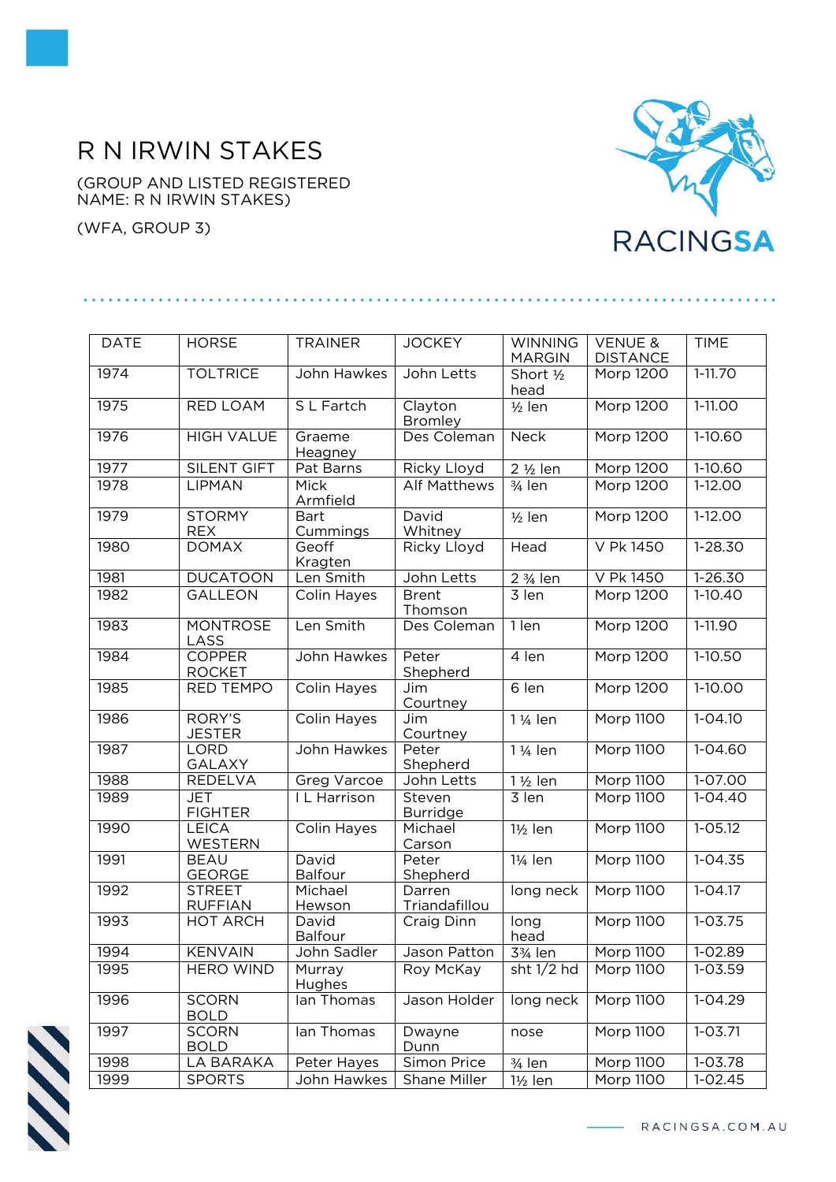# R N IRWIN STAKES

(GROUP AND LISTED REGISTERED NAME: R N IRWIN STAKES)

(WFA, GROUP 3)

| DATE | HORSE | TRAINER | JOCKEY | WINNING MARGIN | VENUE & DISTANCE | TIME |
|---|---|---|---|---|---|---|
| 1974 | TOLTRICE | John Hawkes | John Letts | Short ½ head | Morp 1200 | 1-11.70 |
| 1975 | RED LOAM | S L Fartch | Clayton Bromley | ½ len | Morp 1200 | 1-11.00 |
| 1976 | HIGH VALUE | Graeme Heagney | Des Coleman | Neck | Morp 1200 | 1-10.60 |
| 1977 | SILENT GIFT | Pat Barns | Ricky Lloyd | 2 ½ len | Morp 1200 | 1-10.60 |
| 1978 | LIPMAN | Mick Armfield | Alf Matthews | ¾ len | Morp 1200 | 1-12.00 |
| 1979 | STORMY REX | Bart Cummings | David Whitney | ½ len | Morp 1200 | 1-12.00 |
| 1980 | DOMAX | Geoff Kragten | Ricky Lloyd | Head | V Pk 1450 | 1-28.30 |
| 1981 | DUCATOON | Len Smith | John Letts | 2 ¾ len | V Pk 1450 | 1-26.30 |
| 1982 | GALLEON | Colin Hayes | Brent Thomson | 3 len | Morp 1200 | 1-10.40 |
| 1983 | MONTROSE LASS | Len Smith | Des Coleman | 1 len | Morp 1200 | 1-11.90 |
| 1984 | COPPER ROCKET | John Hawkes | Peter Shepherd | 4 len | Morp 1200 | 1-10.50 |
| 1985 | RED TEMPO | Colin Hayes | Jim Courtney | 6 len | Morp 1200 | 1-10.00 |
| 1986 | RORY'S JESTER | Colin Hayes | Jim Courtney | 1 ¼ len | Morp 1100 | 1-04.10 |
| 1987 | LORD GALAXY | John Hawkes | Peter Shepherd | 1 ¼ len | Morp 1100 | 1-04.60 |
| 1988 | REDELVA | Greg Varcoe | John Letts | 1 ½ len | Morp 1100 | 1-07.00 |
| 1989 | JET FIGHTER | I L Harrison | Steven Burridge | 3 len | Morp 1100 | 1-04.40 |
| 1990 | LEICA WESTERN | Colin Hayes | Michael Carson | 1½ len | Morp 1100 | 1-05.12 |
| 1991 | BEAU GEORGE | David Balfour | Peter Shepherd | 1¼ len | Morp 1100 | 1-04.35 |
| 1992 | STREET RUFFIAN | Michael Hewson | Darren Triandafillou | long neck | Morp 1100 | 1-04.17 |
| 1993 | HOT ARCH | David Balfour | Craig Dinn | long head | Morp 1100 | 1-03.75 |
| 1994 | KENVAIN | John Sadler | Jason Patton | 3¾ len | Morp 1100 | 1-02.89 |
| 1995 | HERO WIND | Murray Hughes | Roy McKay | sht 1/2 hd | Morp 1100 | 1-03.59 |
| 1996 | SCORN BOLD | Ian Thomas | Jason Holder | long neck | Morp 1100 | 1-04.29 |
| 1997 | SCORN BOLD | Ian Thomas | Dwayne Dunn | nose | Morp 1100 | 1-03.71 |
| 1998 | LA BARAKA | Peter Hayes | Simon Price | ¾ len | Morp 1100 | 1-03.78 |
| 1999 | SPORTS | John Hawkes | Shane Miller | 1½ len | Morp 1100 | 1-02.45 |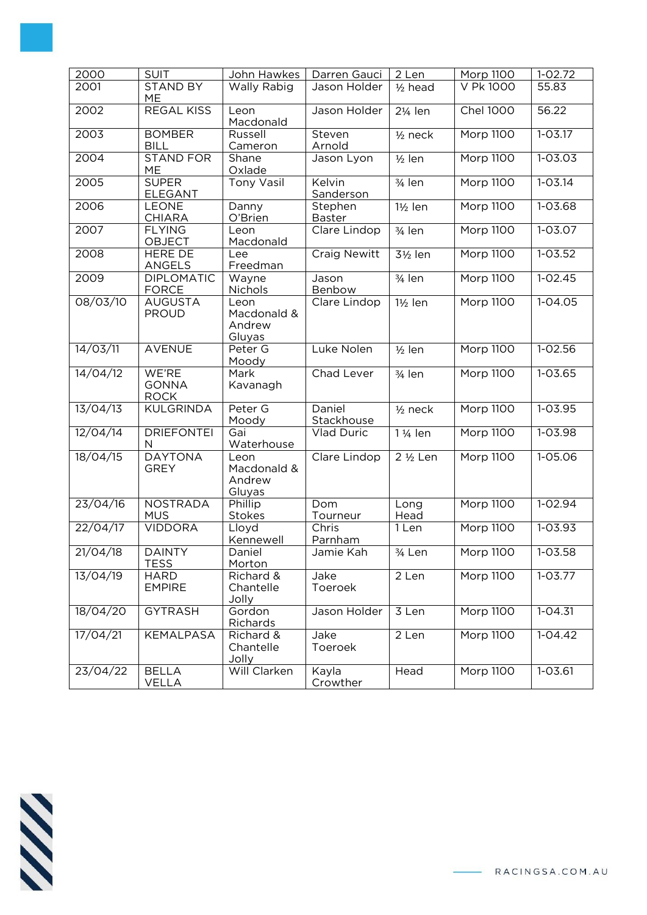| | | | | | | |
|---|---|---|---|---|---|---|
| 2000 | SUIT | John Hawkes | Darren Gauci | 2 Len | Morp 1100 | 1-02.72 |
| 2001 | STAND BY ME | Wally Rabig | Jason Holder | ½ head | V Pk 1000 | 55.83 |
| 2002 | REGAL KISS | Leon Macdonald | Jason Holder | 2¼ len | Chel 1000 | 56.22 |
| 2003 | BOMBER BILL | Russell Cameron | Steven Arnold | ½ neck | Morp 1100 | 1-03.17 |
| 2004 | STAND FOR ME | Shane Oxlade | Jason Lyon | ½ len | Morp 1100 | 1-03.03 |
| 2005 | SUPER ELEGANT | Tony Vasil | Kelvin Sanderson | ¾ len | Morp 1100 | 1-03.14 |
| 2006 | LEONE CHIARA | Danny O'Brien | Stephen Baster | 1½ len | Morp 1100 | 1-03.68 |
| 2007 | FLYING OBJECT | Leon Macdonald | Clare Lindop | ¾ len | Morp 1100 | 1-03.07 |
| 2008 | HERE DE ANGELS | Lee Freedman | Craig Newitt | 3½ len | Morp 1100 | 1-03.52 |
| 2009 | DIPLOMATIC FORCE | Wayne Nichols | Jason Benbow | ¾ len | Morp 1100 | 1-02.45 |
| 08/03/10 | AUGUSTA PROUD | Leon Macdonald & Andrew Gluyas | Clare Lindop | 1½ len | Morp 1100 | 1-04.05 |
| 14/03/11 | AVENUE | Peter G Moody | Luke Nolen | ½ len | Morp 1100 | 1-02.56 |
| 14/04/12 | WE'RE GONNA ROCK | Mark Kavanagh | Chad Lever | ¾ len | Morp 1100 | 1-03.65 |
| 13/04/13 | KULGRINDA | Peter G Moody | Daniel Stackhouse | ½ neck | Morp 1100 | 1-03.95 |
| 12/04/14 | DRIEFONTEIN | Gai Waterhouse | Vlad Duric | 1 ¼ len | Morp 1100 | 1-03.98 |
| 18/04/15 | DAYTONA GREY | Leon Macdonald & Andrew Gluyas | Clare Lindop | 2 ½ Len | Morp 1100 | 1-05.06 |
| 23/04/16 | NOSTRADAMUS | Phillip Stokes | Dom Tourneur | Long Head | Morp 1100 | 1-02.94 |
| 22/04/17 | VIDDORA | Lloyd Kennewell | Chris Parnham | 1 Len | Morp 1100 | 1-03.93 |
| 21/04/18 | DAINTY TESS | Daniel Morton | Jamie Kah | ¾ Len | Morp 1100 | 1-03.58 |
| 13/04/19 | HARD EMPIRE | Richard & Chantelle Jolly | Jake Toeroek | 2 Len | Morp 1100 | 1-03.77 |
| 18/04/20 | GYTRASH | Gordon Richards | Jason Holder | 3 Len | Morp 1100 | 1-04.31 |
| 17/04/21 | KEMALPASA | Richard & Chantelle Jolly | Jake Toeroek | 2 Len | Morp 1100 | 1-04.42 |
| 23/04/22 | BELLA VELLA | Will Clarken | Kayla Crowther | Head | Morp 1100 | 1-03.61 |